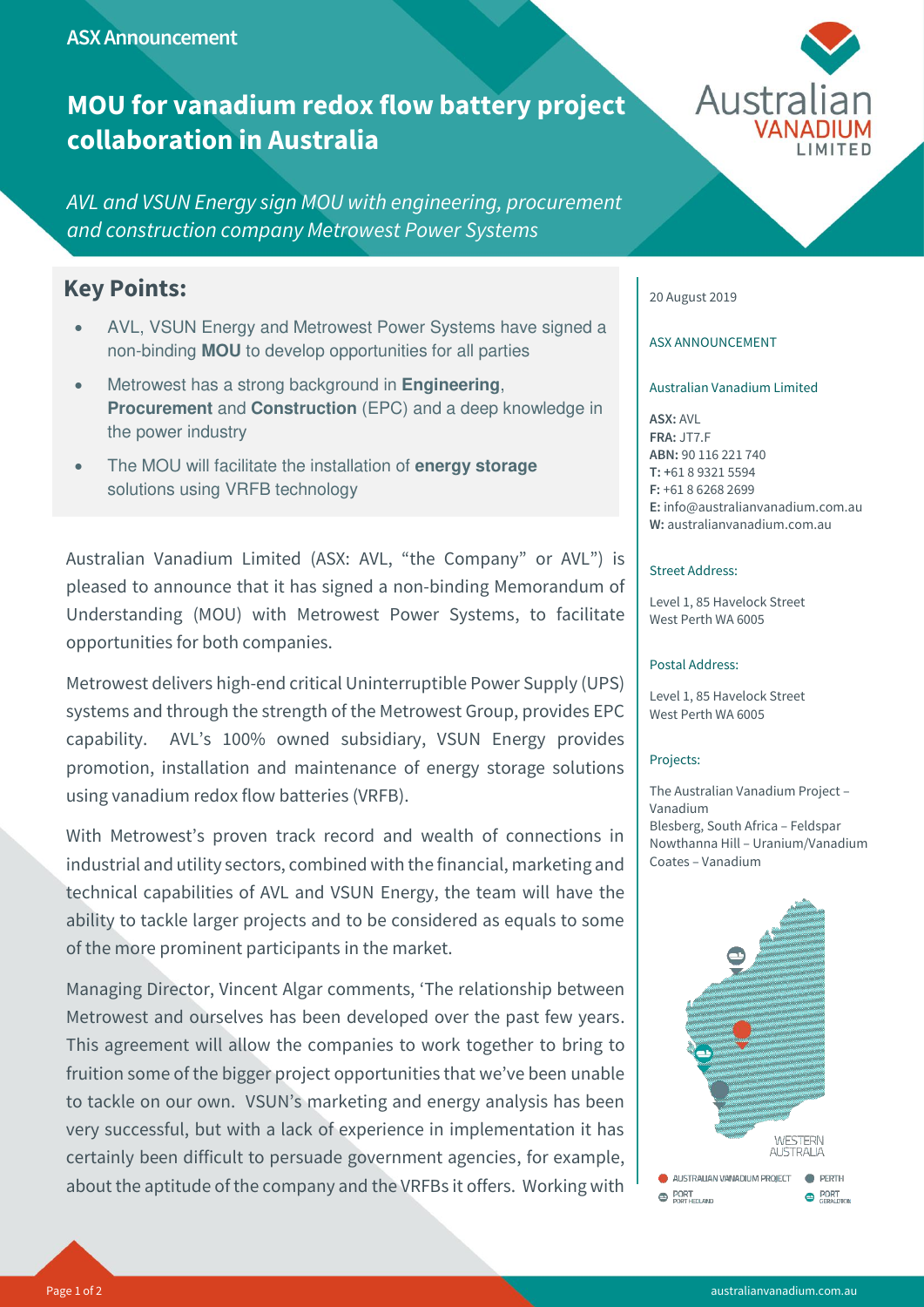ASX Announcement

# MOU for vanadium redox flow battery project collaboration in Australia

*AVL and VSUN Energy sign MOU with engineering, procurement and construction company Metrowest Power Systems*

## Key Points:

- AVL, VSUN Energy and Metrowest Power Systems have signed a non-binding **MOU** to develop opportunities for all parties
- Metrowest has a strong background in **Engineering**, **Procurement** and **Construction** (EPC) and a deep knowledge in the power industry
- The MOU will facilitate the installation of **energy storage** solutions using VRFB technology

20 August 2019

ASX ANNOUNCEMENT

Australian Vanadium Limited

**ASX:** AVL
**FRA:** JT7.F
**ABN:** 90 116 221 740
**T:** +61 8 9321 5594
**F:** +61 8 6268 2699
**E:** info@australianvanadium.com.au
**W:** australianvanadium.com.au

Street Address:

Level 1, 85 Havelock Street
West Perth WA 6005

Postal Address:

Level 1, 85 Havelock Street
West Perth WA 6005

Projects:

The Australian Vanadium Project – Vanadium
Blesberg, South Africa – Feldspar
Nowthanna Hill – Uranium/Vanadium
Coates – Vanadium

Australian Vanadium Limited (ASX: AVL, "the Company" or AVL") is pleased to announce that it has signed a non-binding Memorandum of Understanding (MOU) with Metrowest Power Systems, to facilitate opportunities for both companies.

Metrowest delivers high-end critical Uninterruptible Power Supply (UPS) systems and through the strength of the Metrowest Group, provides EPC capability. AVL's 100% owned subsidiary, VSUN Energy provides promotion, installation and maintenance of energy storage solutions using vanadium redox flow batteries (VRFB).

With Metrowest's proven track record and wealth of connections in industrial and utility sectors, combined with the financial, marketing and technical capabilities of AVL and VSUN Energy, the team will have the ability to tackle larger projects and to be considered as equals to some of the more prominent participants in the market.

Managing Director, Vincent Algar comments, 'The relationship between Metrowest and ourselves has been developed over the past few years. This agreement will allow the companies to work together to bring to fruition some of the bigger project opportunities that we've been unable to tackle on our own. VSUN's marketing and energy analysis has been very successful, but with a lack of experience in implementation it has certainly been difficult to persuade government agencies, for example, about the aptitude of the company and the VRFBs it offers. Working with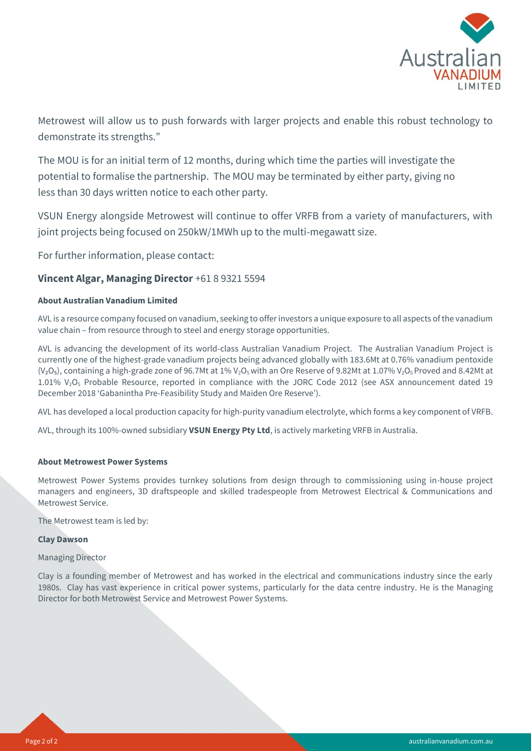Metrowest will allow us to push forwards with larger projects and enable this robust technology to demonstrate its strengths."

The MOU is for an initial term of 12 months, during which time the parties will investigate the potential to formalise the partnership. The MOU may be terminated by either party, giving no less than 30 days written notice to each other party.

VSUN Energy alongside Metrowest will continue to offer VRFB from a variety of manufacturers, with joint projects being focused on 250kW/1MWh up to the multi-megawatt size.

For further information, please contact:

**Vincent Algar, Managing Director** +61 8 9321 5594

**About Australian Vanadium Limited**

AVL is a resource company focused on vanadium, seeking to offer investors a unique exposure to all aspects of the vanadium value chain – from resource through to steel and energy storage opportunities.

AVL is advancing the development of its world-class Australian Vanadium Project. The Australian Vanadium Project is currently one of the highest-grade vanadium projects being advanced globally with 183.6Mt at 0.76% vanadium pentoxide ($V_2O_5$), containing a high-grade zone of 96.7Mt at 1% $V_2O_5$ with an Ore Reserve of 9.82Mt at 1.07% $V_2O_5$ Proved and 8.42Mt at 1.01% $V_2O_5$ Probable Resource, reported in compliance with the JORC Code 2012 (see ASX announcement dated 19 December 2018 'Gabanintha Pre-Feasibility Study and Maiden Ore Reserve').

AVL has developed a local production capacity for high-purity vanadium electrolyte, which forms a key component of VRFB.

AVL, through its 100%-owned subsidiary **VSUN Energy Pty Ltd**, is actively marketing VRFB in Australia.

**About Metrowest Power Systems**

Metrowest Power Systems provides turnkey solutions from design through to commissioning using in-house project managers and engineers, 3D draftspeople and skilled tradespeople from Metrowest Electrical & Communications and Metrowest Service.

The Metrowest team is led by:

**Clay Dawson**

Managing Director

Clay is a founding member of Metrowest and has worked in the electrical and communications industry since the early 1980s. Clay has vast experience in critical power systems, particularly for the data centre industry. He is the Managing Director for both Metrowest Service and Metrowest Power Systems.